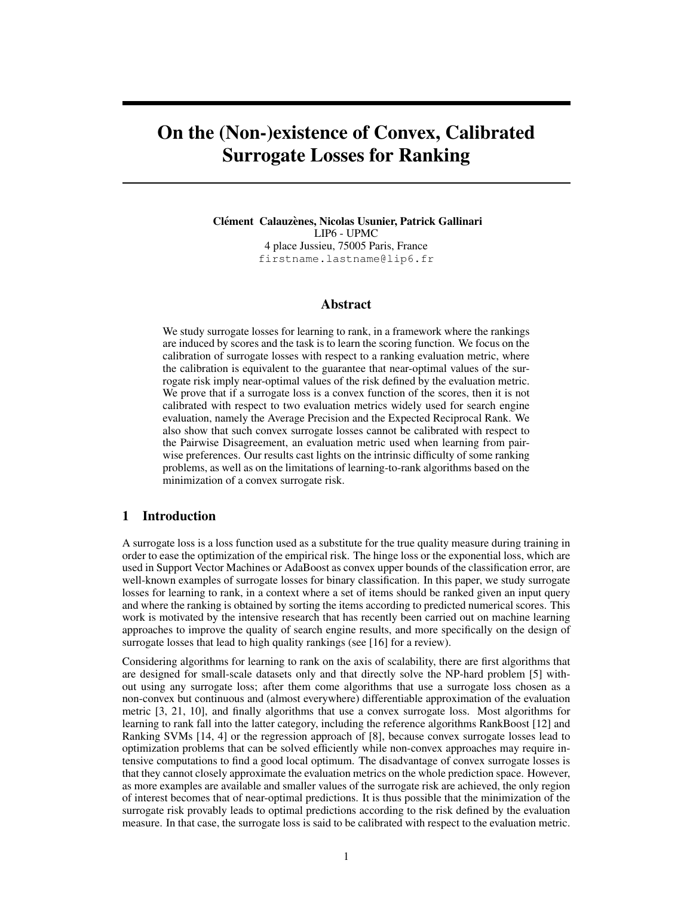# On the (Non-)existence of Convex, Calibrated Surrogate Losses for Ranking

**Clément Calauzènes, Nicolas Usunier, Patrick Gallinari**
LIP6 - UPMC
4 place Jussieu, 75005 Paris, France
firstname.lastname@lip6.fr

## Abstract

We study surrogate losses for learning to rank, in a framework where the rankings are induced by scores and the task is to learn the scoring function. We focus on the calibration of surrogate losses with respect to a ranking evaluation metric, where the calibration is equivalent to the guarantee that near-optimal values of the surrogate risk imply near-optimal values of the risk defined by the evaluation metric. We prove that if a surrogate loss is a convex function of the scores, then it is not calibrated with respect to two evaluation metrics widely used for search engine evaluation, namely the Average Precision and the Expected Reciprocal Rank. We also show that such convex surrogate losses cannot be calibrated with respect to the Pairwise Disagreement, an evaluation metric used when learning from pairwise preferences. Our results cast lights on the intrinsic difficulty of some ranking problems, as well as on the limitations of learning-to-rank algorithms based on the minimization of a convex surrogate risk.

## 1 Introduction

A surrogate loss is a loss function used as a substitute for the true quality measure during training in order to ease the optimization of the empirical risk. The hinge loss or the exponential loss, which are used in Support Vector Machines or AdaBoost as convex upper bounds of the classification error, are well-known examples of surrogate losses for binary classification. In this paper, we study surrogate losses for learning to rank, in a context where a set of items should be ranked given an input query and where the ranking is obtained by sorting the items according to predicted numerical scores. This work is motivated by the intensive research that has recently been carried out on machine learning approaches to improve the quality of search engine results, and more specifically on the design of surrogate losses that lead to high quality rankings (see [16] for a review).

Considering algorithms for learning to rank on the axis of scalability, there are first algorithms that are designed for small-scale datasets only and that directly solve the NP-hard problem [5] without using any surrogate loss; after them come algorithms that use a surrogate loss chosen as a non-convex but continuous and (almost everywhere) differentiable approximation of the evaluation metric [3, 21, 10], and finally algorithms that use a convex surrogate loss. Most algorithms for learning to rank fall into the latter category, including the reference algorithms RankBoost [12] and Ranking SVMs [14, 4] or the regression approach of [8], because convex surrogate losses lead to optimization problems that can be solved efficiently while non-convex approaches may require intensive computations to find a good local optimum. The disadvantage of convex surrogate losses is that they cannot closely approximate the evaluation metrics on the whole prediction space. However, as more examples are available and smaller values of the surrogate risk are achieved, the only region of interest becomes that of near-optimal predictions. It is thus possible that the minimization of the surrogate risk provably leads to optimal predictions according to the risk defined by the evaluation measure. In that case, the surrogate loss is said to be calibrated with respect to the evaluation metric.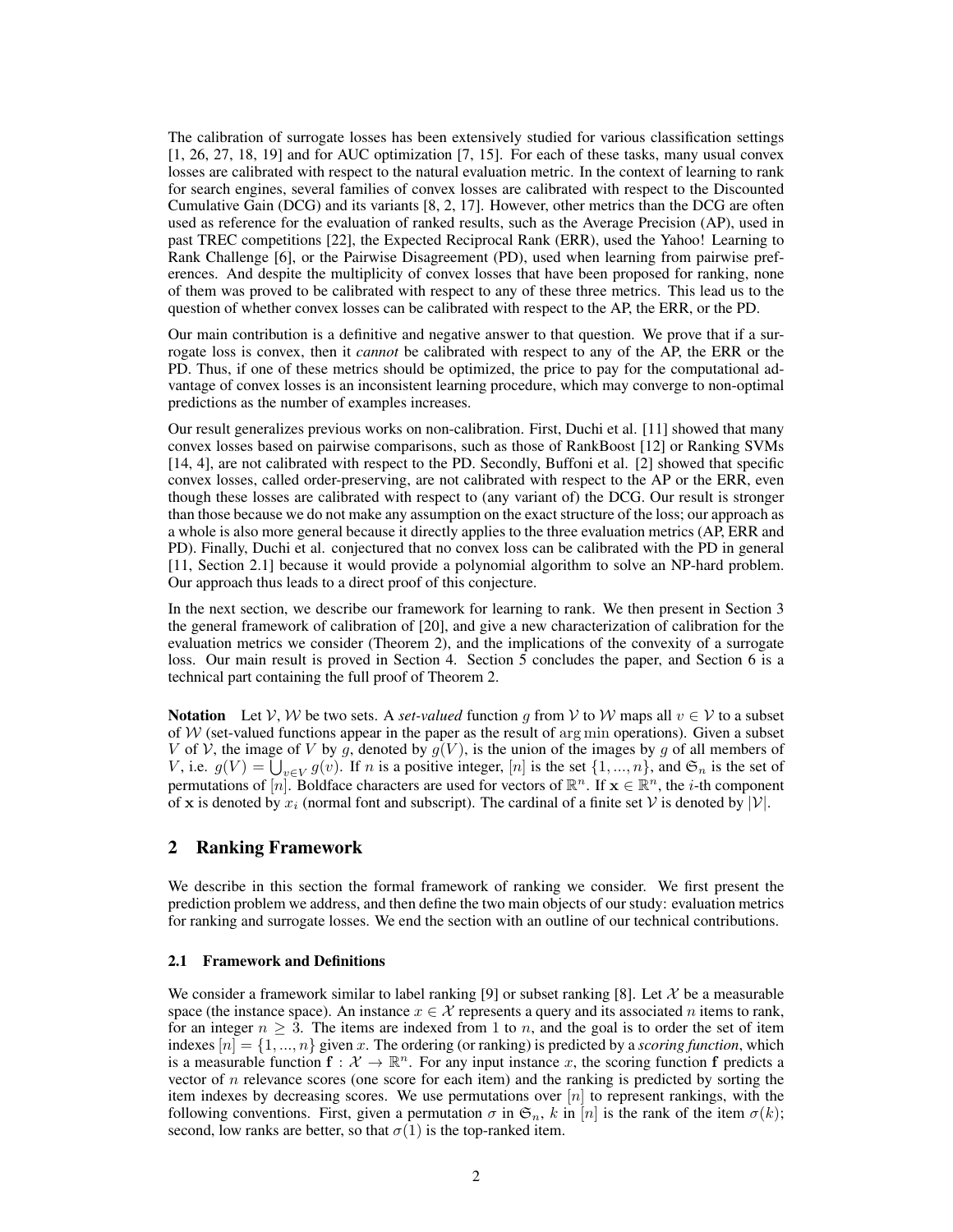The calibration of surrogate losses has been extensively studied for various classification settings [1, 26, 27, 18, 19] and for AUC optimization [7, 15]. For each of these tasks, many usual convex losses are calibrated with respect to the natural evaluation metric. In the context of learning to rank for search engines, several families of convex losses are calibrated with respect to the Discounted Cumulative Gain (DCG) and its variants [8, 2, 17]. However, other metrics than the DCG are often used as reference for the evaluation of ranked results, such as the Average Precision (AP), used in past TREC competitions [22], the Expected Reciprocal Rank (ERR), used the Yahoo! Learning to Rank Challenge [6], or the Pairwise Disagreement (PD), used when learning from pairwise preferences. And despite the multiplicity of convex losses that have been proposed for ranking, none of them was proved to be calibrated with respect to any of these three metrics. This lead us to the question of whether convex losses can be calibrated with respect to the AP, the ERR, or the PD.

Our main contribution is a definitive and negative answer to that question. We prove that if a surrogate loss is convex, then it *cannot* be calibrated with respect to any of the AP, the ERR or the PD. Thus, if one of these metrics should be optimized, the price to pay for the computational advantage of convex losses is an inconsistent learning procedure, which may converge to non-optimal predictions as the number of examples increases.

Our result generalizes previous works on non-calibration. First, Duchi et al. [11] showed that many convex losses based on pairwise comparisons, such as those of RankBoost [12] or Ranking SVMs [14, 4], are not calibrated with respect to the PD. Secondly, Buffoni et al. [2] showed that specific convex losses, called order-preserving, are not calibrated with respect to the AP or the ERR, even though these losses are calibrated with respect to (any variant of) the DCG. Our result is stronger than those because we do not make any assumption on the exact structure of the loss; our approach as a whole is also more general because it directly applies to the three evaluation metrics (AP, ERR and PD). Finally, Duchi et al. conjectured that no convex loss can be calibrated with the PD in general [11, Section 2.1] because it would provide a polynomial algorithm to solve an NP-hard problem. Our approach thus leads to a direct proof of this conjecture.

In the next section, we describe our framework for learning to rank. We then present in Section 3 the general framework of calibration of [20], and give a new characterization of calibration for the evaluation metrics we consider (Theorem 2), and the implications of the convexity of a surrogate loss. Our main result is proved in Section 4. Section 5 concludes the paper, and Section 6 is a technical part containing the full proof of Theorem 2.

**Notation** Let $\mathcal{V}$, $\mathcal{W}$ be two sets. A *set-valued* function $g$ from $\mathcal{V}$ to $\mathcal{W}$ maps all $v \in \mathcal{V}$ to a subset of $\mathcal{W}$ (set-valued functions appear in the paper as the result of $\arg\min$ operations). Given a subset $V$ of $\mathcal{V}$, the image of $V$ by $g$, denoted by $g(V)$, is the union of the images by $g$ of all members of $V$, i.e. $g(V) = \bigcup_{v \in V} g(v)$. If $n$ is a positive integer, $[n]$ is the set $\{1, ..., n\}$, and $\mathfrak{S}_n$ is the set of permutations of $[n]$. Boldface characters are used for vectors of $\mathbb{R}^n$. If $\mathbf{x} \in \mathbb{R}^n$, the $i$-th component of $\mathbf{x}$ is denoted by $x_i$ (normal font and subscript). The cardinal of a finite set $\mathcal{V}$ is denoted by $|\mathcal{V}|$.

## 2 Ranking Framework

We describe in this section the formal framework of ranking we consider. We first present the prediction problem we address, and then define the two main objects of our study: evaluation metrics for ranking and surrogate losses. We end the section with an outline of our technical contributions.

### 2.1 Framework and Definitions

We consider a framework similar to label ranking [9] or subset ranking [8]. Let $\mathcal{X}$ be a measurable space (the instance space). An instance $x \in \mathcal{X}$ represents a query and its associated $n$ items to rank, for an integer $n \geq 3$. The items are indexed from 1 to $n$, and the goal is to order the set of item indexes $[n] = \{1, ..., n\}$ given $x$. The ordering (or ranking) is predicted by a *scoring function*, which is a measurable function $\mathbf{f} : \mathcal{X} \to \mathbb{R}^n$. For any input instance $x$, the scoring function $\mathbf{f}$ predicts a vector of $n$ relevance scores (one score for each item) and the ranking is predicted by sorting the item indexes by decreasing scores. We use permutations over $[n]$ to represent rankings, with the following conventions. First, given a permutation $\sigma$ in $\mathfrak{S}_n$, $k$ in $[n]$ is the rank of the item $\sigma(k)$; second, low ranks are better, so that $\sigma(1)$ is the top-ranked item.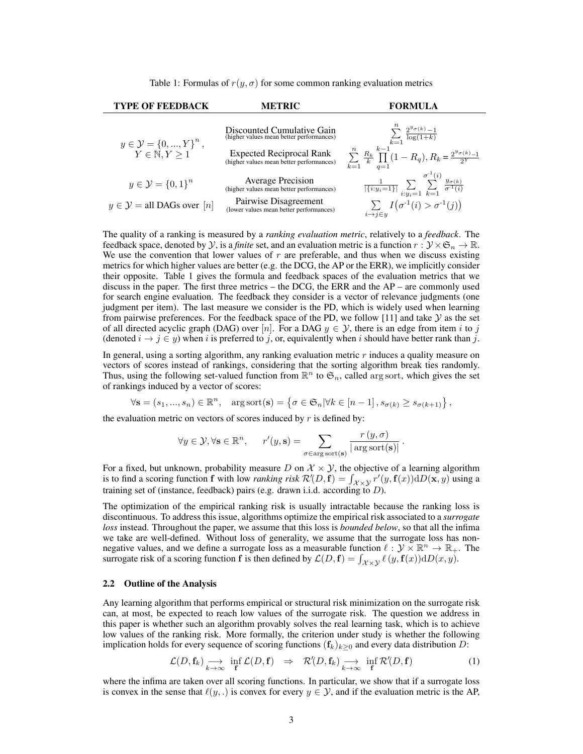Table 1: Formulas of $r(y, \sigma)$ for some common ranking evaluation metrics

| TYPE OF FEEDBACK | METRIC | FORMULA |
|---|---|---|
| $y \in \mathcal{Y} = \{0, ..., Y\}^n$, $Y \in \mathbb{N}, Y \geq 1$ | Discounted Cumulative Gain (higher values mean better performances) | $\sum_{k=1}^{n} \frac{2^{y_{\sigma(k)}}-1}{\log(1+k)}$ |
| | Expected Reciprocal Rank (higher values mean better performances) | $\sum_{k=1}^{n} \frac{R_k}{k} \prod_{q=1}^{k-1}(1-R_q), R_k = \frac{2^{y_{\sigma(k)}}-1}{2^Y}$ |
| $y \in \mathcal{Y} = \{0, 1\}^n$ | Average Precision (higher values mean better performances) | $\frac{1}{\lvert\{i:y_i=1\}\rvert} \sum_{i:y_i=1} \sum_{k=1}^{\sigma^{-1}(i)} \frac{y_{\sigma(k)}}{\sigma^{-1}(i)}$ |
| $y \in \mathcal{Y} =$ all DAGs over $[n]$ | Pairwise Disagreement (lower values mean better performances) | $\sum_{i \to j \in y} I\big(\sigma^{-1}(i) > \sigma^{-1}(j)\big)$ |

The quality of a ranking is measured by a *ranking evaluation metric*, relatively to a *feedback*. The feedback space, denoted by $\mathcal{Y}$, is a *finite* set, and an evaluation metric is a function $r : \mathcal{Y} \times \mathfrak{S}_n \to \mathbb{R}$. We use the convention that lower values of $r$ are preferable, and thus when we discuss existing metrics for which higher values are better (e.g. the DCG, the AP or the ERR), we implicitly consider their opposite. Table 1 gives the formula and feedback spaces of the evaluation metrics that we discuss in the paper. The first three metrics – the DCG, the ERR and the AP – are commonly used for search engine evaluation. The feedback they consider is a vector of relevance judgments (one judgment per item). The last measure we consider is the PD, which is widely used when learning from pairwise preferences. For the feedback space of the PD, we follow [11] and take $\mathcal{Y}$ as the set of all directed acyclic graph (DAG) over $[n]$. For a DAG $y \in \mathcal{Y}$, there is an edge from item $i$ to $j$ (denoted $i \to j \in y$) when $i$ is preferred to $j$, or, equivalently when $i$ should have better rank than $j$.

In general, using a sorting algorithm, any ranking evaluation metric $r$ induces a quality measure on vectors of scores instead of rankings, considering that the sorting algorithm break ties randomly. Thus, using the following set-valued function from $\mathbb{R}^n$ to $\mathfrak{S}_n$, called $\arg\mathrm{sort}$, which gives the set of rankings induced by a vector of scores:

$$\forall \mathbf{s} = (s_1, ..., s_n) \in \mathbb{R}^n, \quad \arg\mathrm{sort}(\mathbf{s}) = \left\{\sigma \in \mathfrak{S}_n \middle| \forall k \in [n-1], s_{\sigma(k)} \geq s_{\sigma(k+1)}\right\},$$

the evaluation metric on vectors of scores induced by $r$ is defined by:

$$\forall y \in \mathcal{Y}, \forall \mathbf{s} \in \mathbb{R}^n, \qquad r'(y, \mathbf{s}) = \sum_{\sigma \in \arg\mathrm{sort}(\mathbf{s})} \frac{r(y, \sigma)}{\lvert \arg\mathrm{sort}(\mathbf{s}) \rvert}.$$

For a fixed, but unknown, probability measure $D$ on $\mathcal{X} \times \mathcal{Y}$, the objective of a learning algorithm is to find a scoring function $\mathbf{f}$ with low *ranking risk* $\mathcal{R}'(D, \mathbf{f}) = \int_{\mathcal{X} \times \mathcal{Y}} r'(y, \mathbf{f}(x)) \mathrm{d}D(\mathbf{x}, y)$ using a training set of (instance, feedback) pairs (e.g. drawn i.i.d. according to $D$).

The optimization of the empirical ranking risk is usually intractable because the ranking loss is discontinuous. To address this issue, algorithms optimize the empirical risk associated to a *surrogate loss* instead. Throughout the paper, we assume that this loss is *bounded below*, so that all the infima we take are well-defined. Without loss of generality, we assume that the surrogate loss has non-negative values, and we define a surrogate loss as a measurable function $\ell : \mathcal{Y} \times \mathbb{R}^n \to \mathbb{R}_+$. The surrogate risk of a scoring function $\mathbf{f}$ is then defined by $\mathcal{L}(D, \mathbf{f}) = \int_{\mathcal{X} \times \mathcal{Y}} \ell(y, \mathbf{f}(x)) \mathrm{d}D(x, y)$.

### 2.2 Outline of the Analysis

Any learning algorithm that performs empirical or structural risk minimization on the surrogate risk can, at most, be expected to reach low values of the surrogate risk. The question we address in this paper is whether such an algorithm provably solves the real learning task, which is to achieve low values of the ranking risk. More formally, the criterion under study is whether the following implication holds for every sequence of scoring functions $(\mathbf{f}_k)_{k \geq 0}$ and every data distribution $D$:

$$\mathcal{L}(D, \mathbf{f}_k) \underset{k \to \infty}{\longrightarrow} \inf_{\mathbf{f}} \mathcal{L}(D, \mathbf{f}) \quad \Rightarrow \quad \mathcal{R}'(D, \mathbf{f}_k) \underset{k \to \infty}{\longrightarrow} \inf_{\mathbf{f}} \mathcal{R}'(D, \mathbf{f}) \tag{1}$$

where the infima are taken over all scoring functions. In particular, we show that if a surrogate loss is convex in the sense that $\ell(y, .)$ is convex for every $y \in \mathcal{Y}$, and if the evaluation metric is the AP,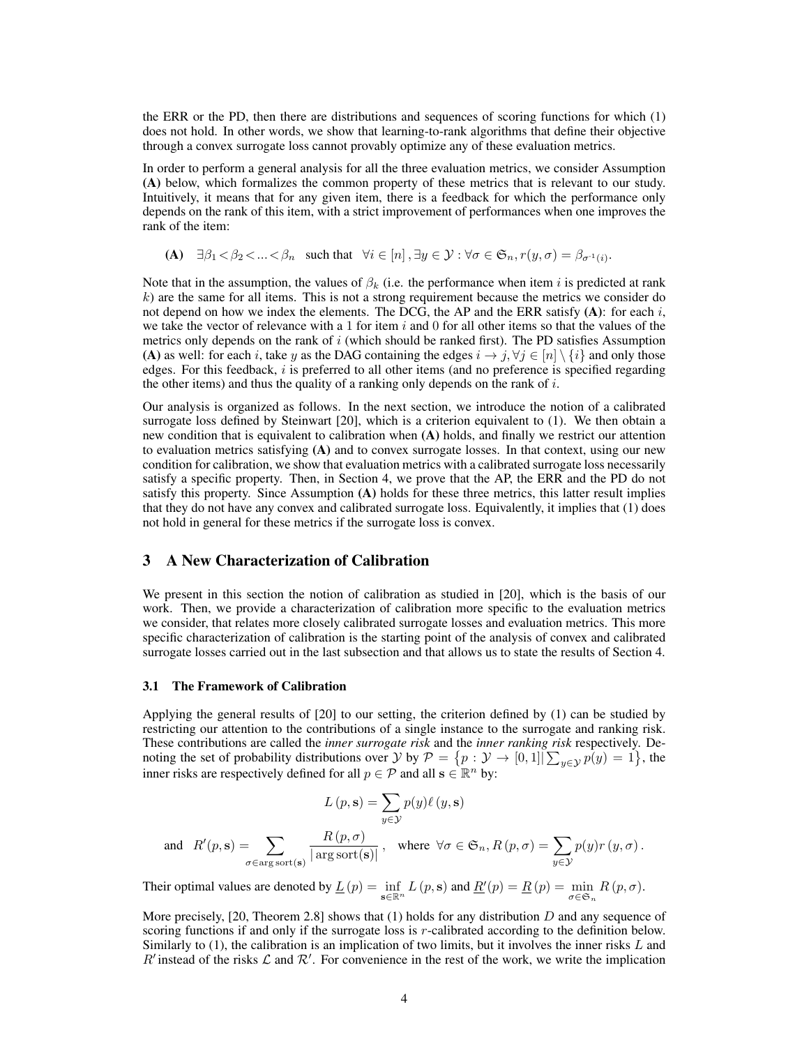the ERR or the PD, then there are distributions and sequences of scoring functions for which (1) does not hold. In other words, we show that learning-to-rank algorithms that define their objective through a convex surrogate loss cannot provably optimize any of these evaluation metrics.

In order to perform a general analysis for all the three evaluation metrics, we consider Assumption **(A)** below, which formalizes the common property of these metrics that is relevant to our study. Intuitively, it means that for any given item, there is a feedback for which the performance only depends on the rank of this item, with a strict improvement of performances when one improves the rank of the item:

**(A)** $\exists \beta_1 < \beta_2 < \ldots < \beta_n$ such that $\forall i \in [n], \exists y \in \mathcal{Y} : \forall \sigma \in \mathfrak{S}_n, r(y, \sigma) = \beta_{\sigma^{-1}(i)}$.

Note that in the assumption, the values of $\beta_k$ (i.e. the performance when item $i$ is predicted at rank $k$) are the same for all items. This is not a strong requirement because the metrics we consider do not depend on how we index the elements. The DCG, the AP and the ERR satisfy **(A)**: for each $i$, we take the vector of relevance with a 1 for item $i$ and 0 for all other items so that the values of the metrics only depends on the rank of $i$ (which should be ranked first). The PD satisfies Assumption **(A)** as well: for each $i$, take $y$ as the DAG containing the edges $i \to j, \forall j \in [n] \setminus \{i\}$ and only those edges. For this feedback, $i$ is preferred to all other items (and no preference is specified regarding the other items) and thus the quality of a ranking only depends on the rank of $i$.

Our analysis is organized as follows. In the next section, we introduce the notion of a calibrated surrogate loss defined by Steinwart [20], which is a criterion equivalent to (1). We then obtain a new condition that is equivalent to calibration when **(A)** holds, and finally we restrict our attention to evaluation metrics satisfying **(A)** and to convex surrogate losses. In that context, using our new condition for calibration, we show that evaluation metrics with a calibrated surrogate loss necessarily satisfy a specific property. Then, in Section 4, we prove that the AP, the ERR and the PD do not satisfy this property. Since Assumption **(A)** holds for these three metrics, this latter result implies that they do not have any convex and calibrated surrogate loss. Equivalently, it implies that (1) does not hold in general for these metrics if the surrogate loss is convex.

## 3 A New Characterization of Calibration

We present in this section the notion of calibration as studied in [20], which is the basis of our work. Then, we provide a characterization of calibration more specific to the evaluation metrics we consider, that relates more closely calibrated surrogate losses and evaluation metrics. This more specific characterization of calibration is the starting point of the analysis of convex and calibrated surrogate losses carried out in the last subsection and that allows us to state the results of Section 4.

### 3.1 The Framework of Calibration

Applying the general results of [20] to our setting, the criterion defined by (1) can be studied by restricting our attention to the contributions of a single instance to the surrogate and ranking risk. These contributions are called the *inner surrogate risk* and the *inner ranking risk* respectively. Denoting the set of probability distributions over $\mathcal{Y}$ by $\mathcal{P} = \left\{p : \mathcal{Y} \to [0,1] \middle| \sum_{y \in \mathcal{Y}} p(y) = 1\right\}$, the inner risks are respectively defined for all $p \in \mathcal{P}$ and all $\mathbf{s} \in \mathbb{R}^n$ by:

$$L(p, \mathbf{s}) = \sum_{y \in \mathcal{Y}} p(y) \ell(y, \mathbf{s})$$

$$\text{and} \quad R'(p, \mathbf{s}) = \sum_{\sigma \in \arg\mathrm{sort}(\mathbf{s})} \frac{R(p, \sigma)}{|\arg\mathrm{sort}(\mathbf{s})|}, \quad \text{where } \forall \sigma \in \mathfrak{S}_n, R(p, \sigma) = \sum_{y \in \mathcal{Y}} p(y) r(y, \sigma).$$

Their optimal values are denoted by $\underline{L}(p) = \inf_{\mathbf{s} \in \mathbb{R}^n} L(p, \mathbf{s})$ and $\underline{R'}(p) = \underline{R}(p) = \min_{\sigma \in \mathfrak{S}_n} R(p, \sigma)$.

More precisely, [20, Theorem 2.8] shows that (1) holds for any distribution $D$ and any sequence of scoring functions if and only if the surrogate loss is $r$-calibrated according to the definition below. Similarly to (1), the calibration is an implication of two limits, but it involves the inner risks $L$ and $R'$ instead of the risks $\mathcal{L}$ and $\mathcal{R}'$. For convenience in the rest of the work, we write the implication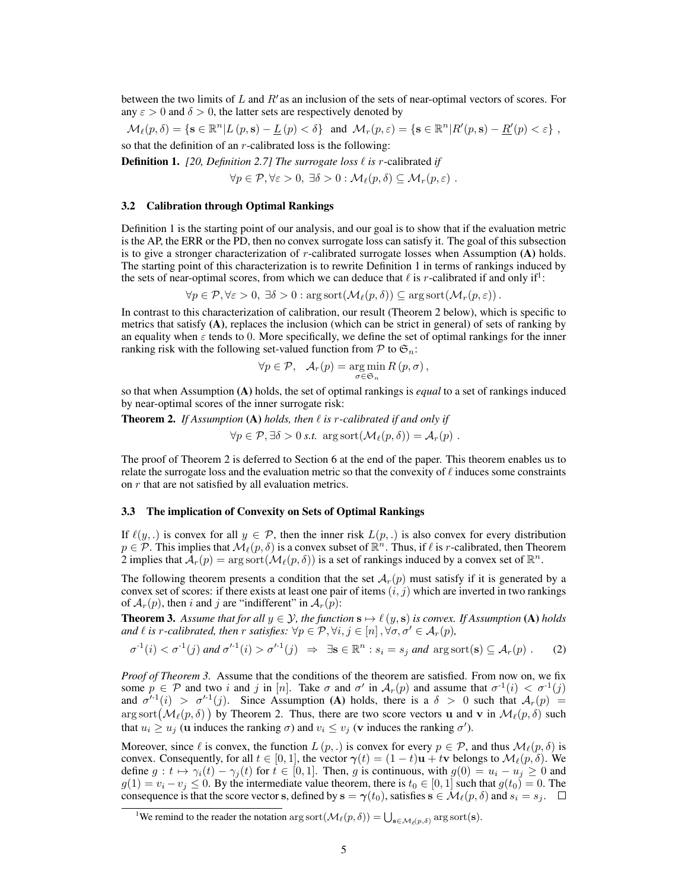between the two limits of $L$ and $R'$ as an inclusion of the sets of near-optimal vectors of scores. For any $\varepsilon > 0$ and $\delta > 0$, the latter sets are respectively denoted by

$$\mathcal{M}_\ell(p,\delta) = \{\mathbf{s} \in \mathbb{R}^n | L(p,\mathbf{s}) - \underline{L}(p) < \delta\} \text{ and } \mathcal{M}_r(p,\varepsilon) = \{\mathbf{s} \in \mathbb{R}^n | R'(p,\mathbf{s}) - \underline{R}'(p) < \varepsilon\},$$

so that the definition of an $r$-calibrated loss is the following:

**Definition 1.** *[20, Definition 2.7] The surrogate loss $\ell$ is $r$-calibrated if*

$$\forall p \in \mathcal{P}, \forall \varepsilon > 0, \exists \delta > 0 : \mathcal{M}_\ell(p,\delta) \subseteq \mathcal{M}_r(p,\varepsilon).$$

### 3.2 Calibration through Optimal Rankings

Definition 1 is the starting point of our analysis, and our goal is to show that if the evaluation metric is the AP, the ERR or the PD, then no convex surrogate loss can satisfy it. The goal of this subsection is to give a stronger characterization of $r$-calibrated surrogate losses when Assumption **(A)** holds. The starting point of this characterization is to rewrite Definition 1 in terms of rankings induced by the sets of near-optimal scores, from which we can deduce that $\ell$ is $r$-calibrated if and only if[1]:

$$\forall p \in \mathcal{P}, \forall \varepsilon > 0, \exists \delta > 0 : \arg\operatorname{sort}(\mathcal{M}_\ell(p,\delta)) \subseteq \arg\operatorname{sort}(\mathcal{M}_r(p,\varepsilon)).$$

In contrast to this characterization of calibration, our result (Theorem 2 below), which is specific to metrics that satisfy **(A)**, replaces the inclusion (which can be strict in general) of sets of ranking by an equality when $\varepsilon$ tends to 0. More specifically, we define the set of optimal rankings for the inner ranking risk with the following set-valued function from $\mathcal{P}$ to $\mathfrak{S}_n$:

$$\forall p \in \mathcal{P}, \quad \mathcal{A}_r(p) = \operatorname*{arg\,min}_{\sigma \in \mathfrak{S}_n} R(p,\sigma),$$

so that when Assumption **(A)** holds, the set of optimal rankings is *equal* to a set of rankings induced by near-optimal scores of the inner surrogate risk:

**Theorem 2.** *If Assumption **(A)** holds, then $\ell$ is $r$-calibrated if and only if*

$$\forall p \in \mathcal{P}, \exists \delta > 0 \text{ s.t. } \arg\operatorname{sort}(\mathcal{M}_\ell(p,\delta)) = \mathcal{A}_r(p).$$

The proof of Theorem 2 is deferred to Section 6 at the end of the paper. This theorem enables us to relate the surrogate loss and the evaluation metric so that the convexity of $\ell$ induces some constraints on $r$ that are not satisfied by all evaluation metrics.

### 3.3 The implication of Convexity on Sets of Optimal Rankings

If $\ell(y,.)$ is convex for all $y \in \mathcal{P}$, then the inner risk $L(p,.)$ is also convex for every distribution $p \in \mathcal{P}$. This implies that $\mathcal{M}_\ell(p,\delta)$ is a convex subset of $\mathbb{R}^n$. Thus, if $\ell$ is $r$-calibrated, then Theorem 2 implies that $\mathcal{A}_r(p) = \arg\operatorname{sort}(\mathcal{M}_\ell(p,\delta))$ is a set of rankings induced by a convex set of $\mathbb{R}^n$.

The following theorem presents a condition that the set $\mathcal{A}_r(p)$ must satisfy if it is generated by a convex set of scores: if there exists at least one pair of items $(i,j)$ which are inverted in two rankings of $\mathcal{A}_r(p)$, then $i$ and $j$ are "indifferent" in $\mathcal{A}_r(p)$:

**Theorem 3.** *Assume that for all $y \in \mathcal{Y}$, the function $\mathbf{s} \mapsto \ell(y,\mathbf{s})$ is convex. If Assumption **(A)** holds and $\ell$ is $r$-calibrated, then $r$ satisfies: $\forall p \in \mathcal{P}, \forall i,j \in [n], \forall \sigma, \sigma' \in \mathcal{A}_r(p)$,*

$$\sigma^{-1}(i) < \sigma^{-1}(j) \text{ and } \sigma'^{-1}(i) > \sigma'^{-1}(j) \;\Rightarrow\; \exists \mathbf{s} \in \mathbb{R}^n : s_i = s_j \text{ and } \arg\operatorname{sort}(\mathbf{s}) \subseteq \mathcal{A}_r(p). \quad (2)$$

*Proof of Theorem 3.* Assume that the conditions of the theorem are satisfied. From now on, we fix some $p \in \mathcal{P}$ and two $i$ and $j$ in $[n]$. Take $\sigma$ and $\sigma'$ in $\mathcal{A}_r(p)$ and assume that $\sigma^{-1}(i) < \sigma^{-1}(j)$ and $\sigma'^{-1}(i) > \sigma'^{-1}(j)$. Since Assumption **(A)** holds, there is a $\delta > 0$ such that $\mathcal{A}_r(p) = \arg\operatorname{sort}(\mathcal{M}_\ell(p,\delta))$ by Theorem 2. Thus, there are two score vectors $\mathbf{u}$ and $\mathbf{v}$ in $\mathcal{M}_\ell(p,\delta)$ such that $u_i \geq u_j$ ($\mathbf{u}$ induces the ranking $\sigma$) and $v_i \leq v_j$ ($\mathbf{v}$ induces the ranking $\sigma'$).

Moreover, since $\ell$ is convex, the function $L(p,.)$ is convex for every $p \in \mathcal{P}$, and thus $\mathcal{M}_\ell(p,\delta)$ is convex. Consequently, for all $t \in [0,1]$, the vector $\boldsymbol{\gamma}(t) = (1-t)\mathbf{u} + t\mathbf{v}$ belongs to $\mathcal{M}_\ell(p,\delta)$. We define $g : t \mapsto \gamma_i(t) - \gamma_j(t)$ for $t \in [0,1]$. Then, $g$ is continuous, with $g(0) = u_i - u_j \geq 0$ and $g(1) = v_i - v_j \leq 0$. By the intermediate value theorem, there is $t_0 \in [0,1]$ such that $g(t_0) = 0$. The consequence is that the score vector $\mathbf{s}$, defined by $\mathbf{s} = \boldsymbol{\gamma}(t_0)$, satisfies $\mathbf{s} \in \mathcal{M}_\ell(p,\delta)$ and $s_i = s_j$. $\square$

[1] We remind to the reader the notation $\arg\operatorname{sort}(\mathcal{M}_\ell(p,\delta)) = \bigcup_{\mathbf{s} \in \mathcal{M}_\ell(p,\delta)} \arg\operatorname{sort}(\mathbf{s})$.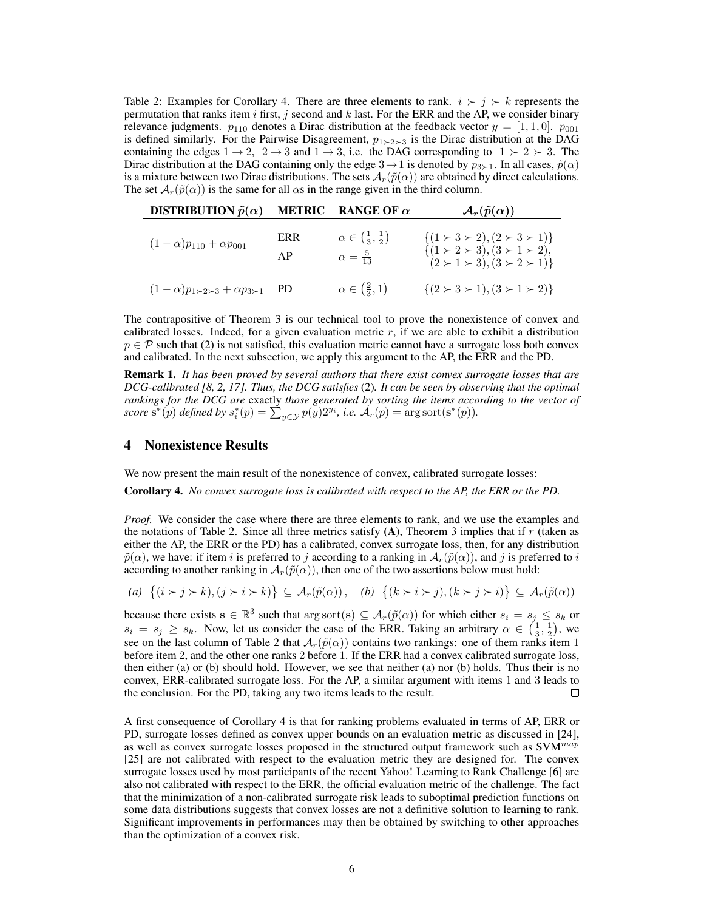Table 2: Examples for Corollary 4. There are three elements to rank. $i \succ j \succ k$ represents the permutation that ranks item $i$ first, $j$ second and $k$ last. For the ERR and the AP, we consider binary relevance judgments. $p_{110}$ denotes a Dirac distribution at the feedback vector $y = [1, 1, 0]$. $p_{001}$ is defined similarly. For the Pairwise Disagreement, $p_{1 \succ 2 \succ 3}$ is the Dirac distribution at the DAG containing the edges $1 \to 2$, $2 \to 3$ and $1 \to 3$, i.e. the DAG corresponding to $1 \succ 2 \succ 3$. The Dirac distribution at the DAG containing only the edge $3 \to 1$ is denoted by $p_{3 \succ 1}$. In all cases, $\tilde{p}(\alpha)$ is a mixture between two Dirac distributions. The sets $\mathcal{A}_r(\tilde{p}(\alpha))$ are obtained by direct calculations. The set $\mathcal{A}_r(\tilde{p}(\alpha))$ is the same for all $\alpha$s in the range given in the third column.

| DISTRIBUTION $\tilde{p}(\alpha)$ | METRIC | RANGE OF $\alpha$ | $\mathcal{A}_r(\tilde{p}(\alpha))$ |
|---|---|---|---|
| $(1-\alpha)p_{110} + \alpha p_{001}$ | ERR | $\alpha \in \left(\frac{1}{3}, \frac{1}{2}\right)$ | $\{(1 \succ 3 \succ 2), (2 \succ 3 \succ 1)\}$ |
| | AP | $\alpha = \frac{5}{13}$ | $\{(1 \succ 2 \succ 3), (3 \succ 1 \succ 2), (2 \succ 1 \succ 3), (3 \succ 2 \succ 1)\}$ |
| $(1-\alpha)p_{1 \succ 2 \succ 3} + \alpha p_{3 \succ 1}$ | PD | $\alpha \in \left(\frac{2}{3}, 1\right)$ | $\{(2 \succ 3 \succ 1), (3 \succ 1 \succ 2)\}$ |

The contrapositive of Theorem 3 is our technical tool to prove the nonexistence of convex and calibrated losses. Indeed, for a given evaluation metric $r$, if we are able to exhibit a distribution $p \in \mathcal{P}$ such that (2) is not satisfied, this evaluation metric cannot have a surrogate loss both convex and calibrated. In the next subsection, we apply this argument to the AP, the ERR and the PD.

**Remark 1.** *It has been proved by several authors that there exist convex surrogate losses that are DCG-calibrated [8, 2, 17]. Thus, the DCG satisfies* (2)*. It can be seen by observing that the optimal rankings for the DCG are* exactly *those generated by sorting the items according to the vector of score* $\mathbf{s}^*(p)$ *defined by* $s_i^*(p) = \sum_{y \in \mathcal{Y}} p(y) 2^{y_i}$*, i.e.* $\mathcal{A}_r(p) = \arg\operatorname{sort}(\mathbf{s}^*(p))$*.*

# 4 Nonexistence Results

We now present the main result of the nonexistence of convex, calibrated surrogate losses:

**Corollary 4.** *No convex surrogate loss is calibrated with respect to the AP, the ERR or the PD.*

*Proof.* We consider the case where there are three elements to rank, and we use the examples and the notations of Table 2. Since all three metrics satisfy **(A)**, Theorem 3 implies that if $r$ (taken as either the AP, the ERR or the PD) has a calibrated, convex surrogate loss, then, for any distribution $\tilde{p}(\alpha)$, we have: if item $i$ is preferred to $j$ according to a ranking in $\mathcal{A}_r(\tilde{p}(\alpha))$, and $j$ is preferred to $i$ according to another ranking in $\mathcal{A}_r(\tilde{p}(\alpha))$, then one of the two assertions below must hold:

$$\textit{(a)}\ \ \big\{(i \succ j \succ k), (j \succ i \succ k)\big\} \subseteq \mathcal{A}_r(\tilde{p}(\alpha)), \quad \textit{(b)}\ \ \big\{(k \succ i \succ j), (k \succ j \succ i)\big\} \subseteq \mathcal{A}_r(\tilde{p}(\alpha))$$

because there exists $\mathbf{s} \in \mathbb{R}^3$ such that $\arg\operatorname{sort}(\mathbf{s}) \subseteq \mathcal{A}_r(\tilde{p}(\alpha))$ for which either $s_i = s_j \leq s_k$ or $s_i = s_j \geq s_k$. Now, let us consider the case of the ERR. Taking an arbitrary $\alpha \in \left(\frac{1}{3}, \frac{1}{2}\right)$, we see on the last column of Table 2 that $\mathcal{A}_r(\tilde{p}(\alpha))$ contains two rankings: one of them ranks item 1 before item 2, and the other one ranks 2 before 1. If the ERR had a convex calibrated surrogate loss, then either (a) or (b) should hold. However, we see that neither (a) nor (b) holds. Thus their is no convex, ERR-calibrated surrogate loss. For the AP, a similar argument with items 1 and 3 leads to the conclusion. For the PD, taking any two items leads to the result. □

A first consequence of Corollary 4 is that for ranking problems evaluated in terms of AP, ERR or PD, surrogate losses defined as convex upper bounds on an evaluation metric as discussed in [24], as well as convex surrogate losses proposed in the structured output framework such as SVM$^{map}$ [25] are not calibrated with respect to the evaluation metric they are designed for. The convex surrogate losses used by most participants of the recent Yahoo! Learning to Rank Challenge [6] are also not calibrated with respect to the ERR, the official evaluation metric of the challenge. The fact that the minimization of a non-calibrated surrogate risk leads to suboptimal prediction functions on some data distributions suggests that convex losses are not a definitive solution to learning to rank. Significant improvements in performances may then be obtained by switching to other approaches than the optimization of a convex risk.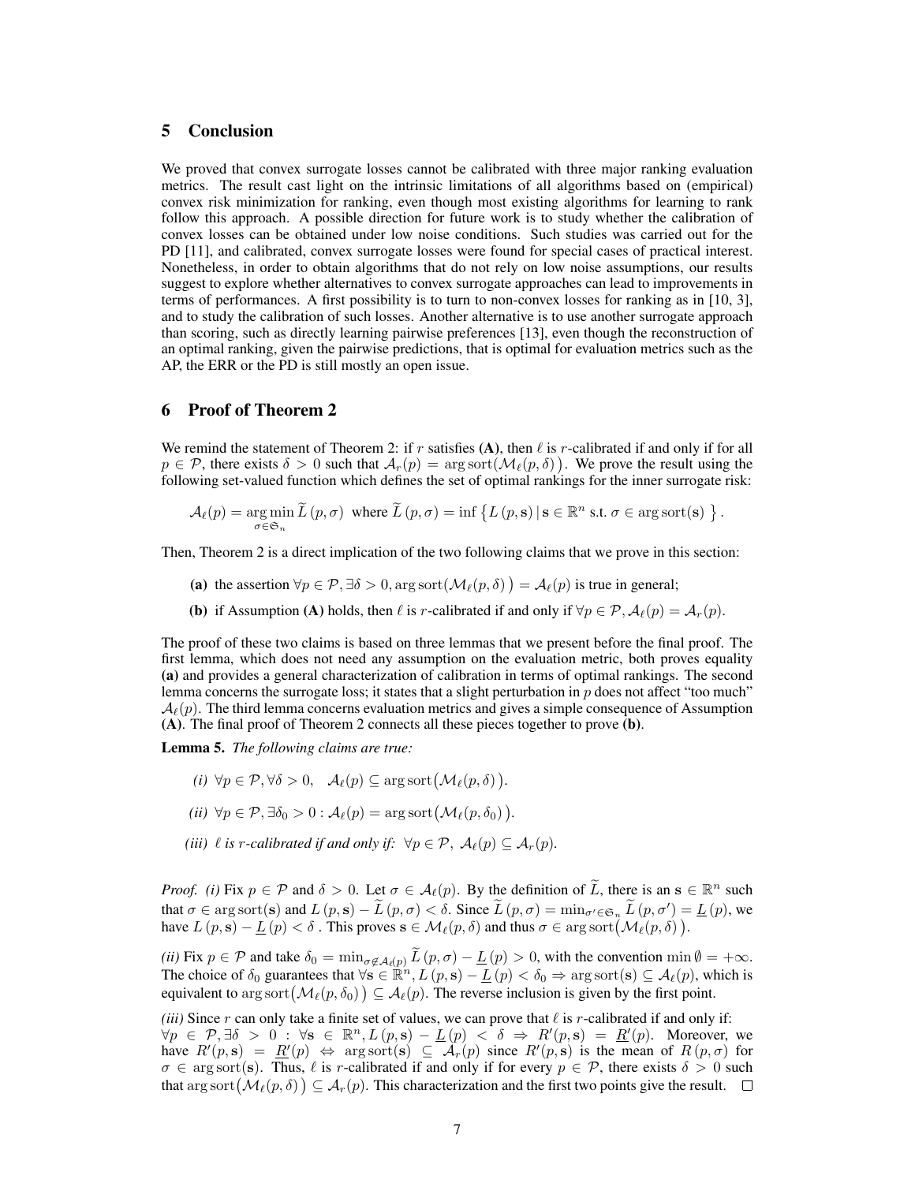## 5 Conclusion

We proved that convex surrogate losses cannot be calibrated with three major ranking evaluation metrics. The result cast light on the intrinsic limitations of all algorithms based on (empirical) convex risk minimization for ranking, even though most existing algorithms for learning to rank follow this approach. A possible direction for future work is to study whether the calibration of convex losses can be obtained under low noise conditions. Such studies was carried out for the PD [11], and calibrated, convex surrogate losses were found for special cases of practical interest. Nonetheless, in order to obtain algorithms that do not rely on low noise assumptions, our results suggest to explore whether alternatives to convex surrogate approaches can lead to improvements in terms of performances. A first possibility is to turn to non-convex losses for ranking as in [10, 3], and to study the calibration of such losses. Another alternative is to use another surrogate approach than scoring, such as directly learning pairwise preferences [13], even though the reconstruction of an optimal ranking, given the pairwise predictions, that is optimal for evaluation metrics such as the AP, the ERR or the PD is still mostly an open issue.

## 6 Proof of Theorem 2

We remind the statement of Theorem 2: if $r$ satisfies **(A)**, then $\ell$ is $r$-calibrated if and only if for all $p \in \mathcal{P}$, there exists $\delta > 0$ such that $\mathcal{A}_r(p) = \arg\operatorname{sort}\big(\mathcal{M}_\ell(p,\delta)\big)$. We prove the result using the following set-valued function which defines the set of optimal rankings for the inner surrogate risk:

$$\mathcal{A}_\ell(p) = \underset{\sigma \in \mathfrak{S}_n}{\arg\min}\, \widetilde{L}\,(p,\sigma) \;\text{ where }\; \widetilde{L}\,(p,\sigma) = \inf\big\{ L\,(p,\mathbf{s}) \,|\, \mathbf{s} \in \mathbb{R}^n \text{ s.t. } \sigma \in \arg\operatorname{sort}(\mathbf{s}) \,\big\}.$$

Then, Theorem 2 is a direct implication of the two following claims that we prove in this section:

- **(a)** the assertion $\forall p \in \mathcal{P}, \exists \delta > 0, \arg\operatorname{sort}(\mathcal{M}_\ell(p,\delta)\big) = \mathcal{A}_\ell(p)$ is true in general;
- **(b)** if Assumption **(A)** holds, then $\ell$ is $r$-calibrated if and only if $\forall p \in \mathcal{P}, \mathcal{A}_\ell(p) = \mathcal{A}_r(p)$.

The proof of these two claims is based on three lemmas that we present before the final proof. The first lemma, which does not need any assumption on the evaluation metric, both proves equality **(a)** and provides a general characterization of calibration in terms of optimal rankings. The second lemma concerns the surrogate loss; it states that a slight perturbation in $p$ does not affect "too much" $\mathcal{A}_\ell(p)$. The third lemma concerns evaluation metrics and gives a simple consequence of Assumption **(A)**. The final proof of Theorem 2 connects all these pieces together to prove **(b)**.

**Lemma 5.** *The following claims are true:*

*(i)* $\forall p \in \mathcal{P}, \forall \delta > 0, \quad \mathcal{A}_\ell(p) \subseteq \arg\operatorname{sort}\big(\mathcal{M}_\ell(p,\delta)\big)$.

*(ii)* $\forall p \in \mathcal{P}, \exists \delta_0 > 0 : \mathcal{A}_\ell(p) = \arg\operatorname{sort}\big(\mathcal{M}_\ell(p,\delta_0)\big)$.

*(iii)* $\ell$ *is* $r$*-calibrated if and only if:* $\forall p \in \mathcal{P},\ \mathcal{A}_\ell(p) \subseteq \mathcal{A}_r(p)$.

*Proof. (i)* Fix $p \in \mathcal{P}$ and $\delta > 0$. Let $\sigma \in \mathcal{A}_\ell(p)$. By the definition of $\widetilde{L}$, there is an $\mathbf{s} \in \mathbb{R}^n$ such that $\sigma \in \arg\operatorname{sort}(\mathbf{s})$ and $L\,(p,\mathbf{s}) - \widetilde{L}\,(p,\sigma) < \delta$. Since $\widetilde{L}\,(p,\sigma) = \min_{\sigma' \in \mathfrak{S}_n} \widetilde{L}\,(p,\sigma') = \underline{L}\,(p)$, we have $L\,(p,\mathbf{s}) - \underline{L}\,(p) < \delta$ . This proves $\mathbf{s} \in \mathcal{M}_\ell(p,\delta)$ and thus $\sigma \in \arg\operatorname{sort}\big(\mathcal{M}_\ell(p,\delta)\big)$.

*(ii)* Fix $p \in \mathcal{P}$ and take $\delta_0 = \min_{\sigma \notin \mathcal{A}_\ell(p)} \widetilde{L}\,(p,\sigma) - \underline{L}\,(p) > 0$, with the convention $\min \emptyset = +\infty$. The choice of $\delta_0$ guarantees that $\forall \mathbf{s} \in \mathbb{R}^n, L\,(p,\mathbf{s}) - \underline{L}\,(p) < \delta_0 \Rightarrow \arg\operatorname{sort}(\mathbf{s}) \subseteq \mathcal{A}_\ell(p)$, which is equivalent to $\arg\operatorname{sort}\big(\mathcal{M}_\ell(p,\delta_0)\big) \subseteq \mathcal{A}_\ell(p)$. The reverse inclusion is given by the first point.

*(iii)* Since $r$ can only take a finite set of values, we can prove that $\ell$ is $r$-calibrated if and only if: $\forall p \in \mathcal{P}, \exists \delta > 0 : \forall \mathbf{s} \in \mathbb{R}^n, L\,(p,\mathbf{s}) - \underline{L}\,(p) < \delta \Rightarrow R'(p,\mathbf{s}) = \underline{R}'(p)$. Moreover, we have $R'(p,\mathbf{s}) = \underline{R}'(p) \Leftrightarrow \arg\operatorname{sort}(\mathbf{s}) \subseteq \mathcal{A}_r(p)$ since $R'(p,\mathbf{s})$ is the mean of $R\,(p,\sigma)$ for $\sigma \in \arg\operatorname{sort}(\mathbf{s})$. Thus, $\ell$ is $r$-calibrated if and only if for every $p \in \mathcal{P}$, there exists $\delta > 0$ such that $\arg\operatorname{sort}\big(\mathcal{M}_\ell(p,\delta)\big) \subseteq \mathcal{A}_r(p)$. This characterization and the first two points give the result. $\square$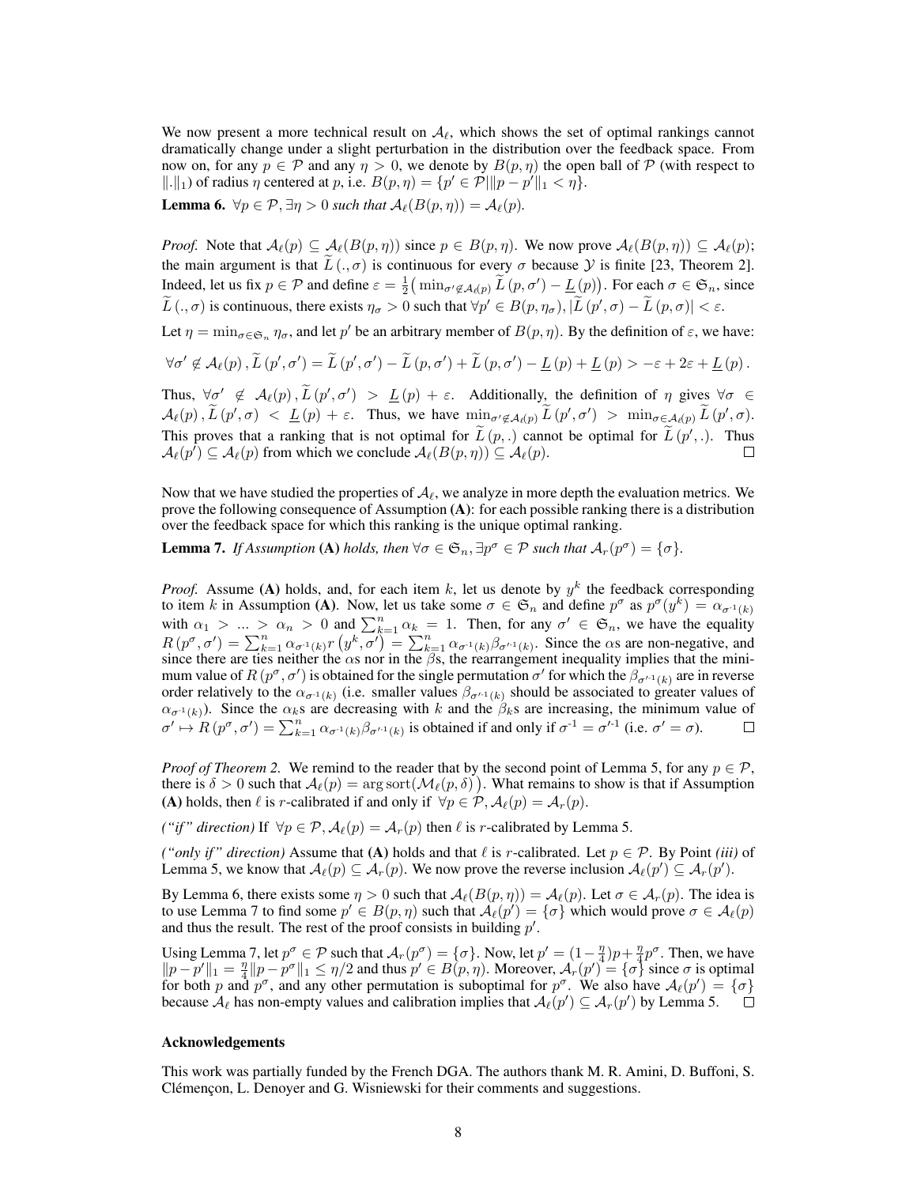We now present a more technical result on $\mathcal{A}_\ell$, which shows the set of optimal rankings cannot dramatically change under a slight perturbation in the distribution over the feedback space. From now on, for any $p \in \mathcal{P}$ and any $\eta > 0$, we denote by $B(p, \eta)$ the open ball of $\mathcal{P}$ (with respect to $\|.\|_1$) of radius $\eta$ centered at $p$, i.e. $B(p, \eta) = \{p' \in \mathcal{P} | \|p - p'\|_1 < \eta\}$.

**Lemma 6.** *$\forall p \in \mathcal{P}, \exists \eta > 0$ such that $\mathcal{A}_\ell(B(p, \eta)) = \mathcal{A}_\ell(p)$.*

*Proof.* Note that $\mathcal{A}_\ell(p) \subseteq \mathcal{A}_\ell(B(p, \eta))$ since $p \in B(p, \eta)$. We now prove $\mathcal{A}_\ell(B(p, \eta)) \subseteq \mathcal{A}_\ell(p)$; the main argument is that $\widetilde{L}(., \sigma)$ is continuous for every $\sigma$ because $\mathcal{Y}$ is finite [23, Theorem 2]. Indeed, let us fix $p \in \mathcal{P}$ and define $\varepsilon = \frac{1}{2}\big(\min_{\sigma' \notin \mathcal{A}_\ell(p)} \widetilde{L}(p, \sigma') - \underline{L}(p)\big)$. For each $\sigma \in \mathfrak{S}_n$, since $\widetilde{L}(., \sigma)$ is continuous, there exists $\eta_\sigma > 0$ such that $\forall p' \in B(p, \eta_\sigma), |\widetilde{L}(p', \sigma) - \widetilde{L}(p, \sigma)| < \varepsilon$.

Let $\eta = \min_{\sigma \in \mathfrak{S}_n} \eta_\sigma$, and let $p'$ be an arbitrary member of $B(p, \eta)$. By the definition of $\varepsilon$, we have:

$$\forall \sigma' \notin \mathcal{A}_\ell(p), \widetilde{L}(p', \sigma') = \widetilde{L}(p', \sigma') - \widetilde{L}(p, \sigma') + \widetilde{L}(p, \sigma') - \underline{L}(p) + \underline{L}(p) > -\varepsilon + 2\varepsilon + \underline{L}(p).$$

Thus, $\forall \sigma' \notin \mathcal{A}_\ell(p), \widetilde{L}(p', \sigma') > \underline{L}(p) + \varepsilon$. Additionally, the definition of $\eta$ gives $\forall \sigma \in \mathcal{A}_\ell(p), \widetilde{L}(p', \sigma) < \underline{L}(p) + \varepsilon$. Thus, we have $\min_{\sigma' \notin \mathcal{A}_\ell(p)} \widetilde{L}(p', \sigma') > \min_{\sigma \in \mathcal{A}_\ell(p)} \widetilde{L}(p', \sigma)$. This proves that a ranking that is not optimal for $\widetilde{L}(p, .)$ cannot be optimal for $\widetilde{L}(p', .)$. Thus $\mathcal{A}_\ell(p') \subseteq \mathcal{A}_\ell(p)$ from which we conclude $\mathcal{A}_\ell(B(p, \eta)) \subseteq \mathcal{A}_\ell(p)$. □

Now that we have studied the properties of $\mathcal{A}_\ell$, we analyze in more depth the evaluation metrics. We prove the following consequence of Assumption **(A)**: for each possible ranking there is a distribution over the feedback space for which this ranking is the unique optimal ranking.

**Lemma 7.** *If Assumption* **(A)** *holds, then $\forall \sigma \in \mathfrak{S}_n, \exists p^\sigma \in \mathcal{P}$ such that $\mathcal{A}_r(p^\sigma) = \{\sigma\}$.*

*Proof.* Assume **(A)** holds, and, for each item $k$, let us denote by $y^k$ the feedback corresponding to item $k$ in Assumption **(A)**. Now, let us take some $\sigma \in \mathfrak{S}_n$ and define $p^\sigma$ as $p^\sigma(y^k) = \alpha_{\sigma^{-1}(k)}$ with $\alpha_1 > \ldots > \alpha_n > 0$ and $\sum_{k=1}^n \alpha_k = 1$. Then, for any $\sigma' \in \mathfrak{S}_n$, we have the equality $R(p^\sigma, \sigma') = \sum_{k=1}^n \alpha_{\sigma^{-1}(k)} r(y^k, \sigma') = \sum_{k=1}^n \alpha_{\sigma^{-1}(k)} \beta_{\sigma'^{-1}(k)}$. Since the $\alpha$s are non-negative, and since there are ties neither the $\alpha$s nor in the $\beta$s, the rearrangement inequality implies that the minimum value of $R(p^\sigma, \sigma')$ is obtained for the single permutation $\sigma'$ for which the $\beta_{\sigma'^{-1}(k)}$ are in reverse order relatively to the $\alpha_{\sigma^{-1}(k)}$ (i.e. smaller values $\beta_{\sigma'^{-1}(k)}$ should be associated to greater values of $\alpha_{\sigma^{-1}(k)}$). Since the $\alpha_k$s are decreasing with $k$ and the $\beta_k$s are increasing, the minimum value of $\sigma' \mapsto R(p^\sigma, \sigma') = \sum_{k=1}^n \alpha_{\sigma^{-1}(k)} \beta_{\sigma'^{-1}(k)}$ is obtained if and only if $\sigma^{-1} = \sigma'^{-1}$ (i.e. $\sigma' = \sigma$). □

*Proof of Theorem 2.* We remind to the reader that by the second point of Lemma 5, for any $p \in \mathcal{P}$, there is $\delta > 0$ such that $\mathcal{A}_\ell(p) = \arg\text{sort}\big(\mathcal{M}_\ell(p, \delta)\big)$. What remains to show is that if Assumption **(A)** holds, then $\ell$ is $r$-calibrated if and only if $\forall p \in \mathcal{P}, \mathcal{A}_\ell(p) = \mathcal{A}_r(p)$.

*("if" direction)* If $\forall p \in \mathcal{P}, \mathcal{A}_\ell(p) = \mathcal{A}_r(p)$ then $\ell$ is $r$-calibrated by Lemma 5.

*("only if" direction)* Assume that **(A)** holds and that $\ell$ is $r$-calibrated. Let $p \in \mathcal{P}$. By Point *(iii)* of Lemma 5, we know that $\mathcal{A}_\ell(p) \subseteq \mathcal{A}_r(p)$. We now prove the reverse inclusion $\mathcal{A}_\ell(p') \subseteq \mathcal{A}_r(p')$.

By Lemma 6, there exists some $\eta > 0$ such that $\mathcal{A}_\ell(B(p, \eta)) = \mathcal{A}_\ell(p)$. Let $\sigma \in \mathcal{A}_r(p)$. The idea is to use Lemma 7 to find some $p' \in B(p, \eta)$ such that $\mathcal{A}_\ell(p') = \{\sigma\}$ which would prove $\sigma \in \mathcal{A}_\ell(p)$ and thus the result. The rest of the proof consists in building $p'$.

Using Lemma 7, let $p^\sigma \in \mathcal{P}$ such that $\mathcal{A}_r(p^\sigma) = \{\sigma\}$. Now, let $p' = (1 - \frac{\eta}{4})p + \frac{\eta}{4}p^\sigma$. Then, we have $\|p - p'\|_1 = \frac{\eta}{4}\|p - p^\sigma\|_1 \leq \eta/2$ and thus $p' \in B(p, \eta)$. Moreover, $\mathcal{A}_r(p') = \{\sigma\}$ since $\sigma$ is optimal for both $p$ and $p^\sigma$, and any other permutation is suboptimal for $p^\sigma$. We also have $\mathcal{A}_\ell(p') = \{\sigma\}$ because $\mathcal{A}_\ell$ has non-empty values and calibration implies that $\mathcal{A}_\ell(p') \subseteq \mathcal{A}_r(p')$ by Lemma 5. □

### Acknowledgements

This work was partially funded by the French DGA. The authors thank M. R. Amini, D. Buffoni, S. Clémençon, L. Denoyer and G. Wisniewski for their comments and suggestions.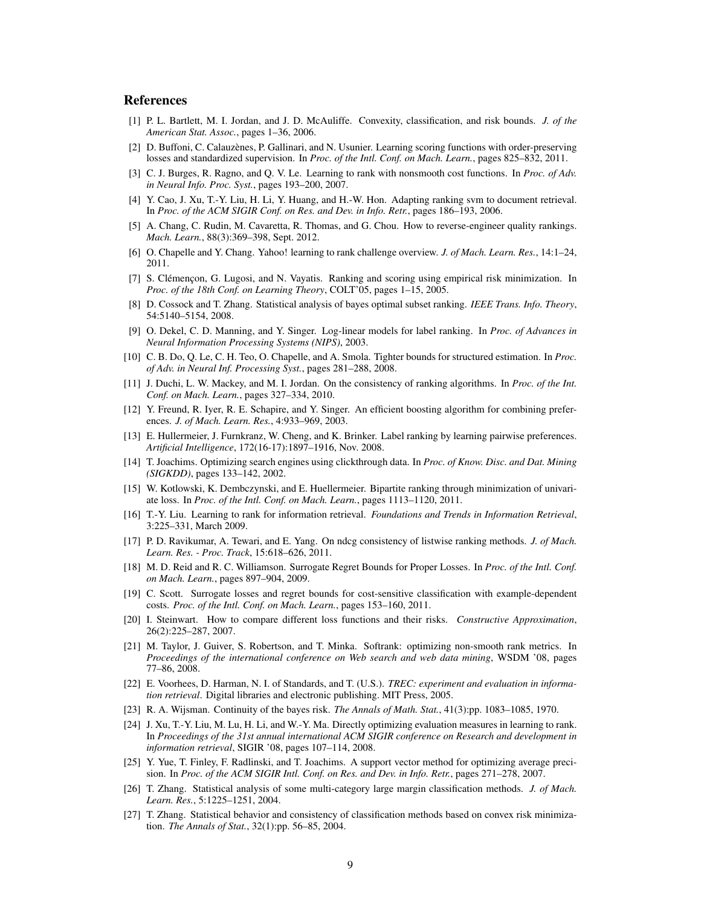## References

[1] P. L. Bartlett, M. I. Jordan, and J. D. McAuliffe. Convexity, classification, and risk bounds. *J. of the American Stat. Assoc.*, pages 1–36, 2006.

[2] D. Buffoni, C. Calauzènes, P. Gallinari, and N. Usunier. Learning scoring functions with order-preserving losses and standardized supervision. In *Proc. of the Intl. Conf. on Mach. Learn.*, pages 825–832, 2011.

[3] C. J. Burges, R. Ragno, and Q. V. Le. Learning to rank with nonsmooth cost functions. In *Proc. of Adv. in Neural Info. Proc. Syst.*, pages 193–200, 2007.

[4] Y. Cao, J. Xu, T.-Y. Liu, H. Li, Y. Huang, and H.-W. Hon. Adapting ranking svm to document retrieval. In *Proc. of the ACM SIGIR Conf. on Res. and Dev. in Info. Retr.*, pages 186–193, 2006.

[5] A. Chang, C. Rudin, M. Cavaretta, R. Thomas, and G. Chou. How to reverse-engineer quality rankings. *Mach. Learn.*, 88(3):369–398, Sept. 2012.

[6] O. Chapelle and Y. Chang. Yahoo! learning to rank challenge overview. *J. of Mach. Learn. Res.*, 14:1–24, 2011.

[7] S. Clémençon, G. Lugosi, and N. Vayatis. Ranking and scoring using empirical risk minimization. In *Proc. of the 18th Conf. on Learning Theory*, COLT'05, pages 1–15, 2005.

[8] D. Cossock and T. Zhang. Statistical analysis of bayes optimal subset ranking. *IEEE Trans. Info. Theory*, 54:5140–5154, 2008.

[9] O. Dekel, C. D. Manning, and Y. Singer. Log-linear models for label ranking. In *Proc. of Advances in Neural Information Processing Systems (NIPS)*, 2003.

[10] C. B. Do, Q. Le, C. H. Teo, O. Chapelle, and A. Smola. Tighter bounds for structured estimation. In *Proc. of Adv. in Neural Inf. Processing Syst.*, pages 281–288, 2008.

[11] J. Duchi, L. W. Mackey, and M. I. Jordan. On the consistency of ranking algorithms. In *Proc. of the Int. Conf. on Mach. Learn.*, pages 327–334, 2010.

[12] Y. Freund, R. Iyer, R. E. Schapire, and Y. Singer. An efficient boosting algorithm for combining preferences. *J. of Mach. Learn. Res.*, 4:933–969, 2003.

[13] E. Hullermeier, J. Furnkranz, W. Cheng, and K. Brinker. Label ranking by learning pairwise preferences. *Artificial Intelligence*, 172(16-17):1897–1916, Nov. 2008.

[14] T. Joachims. Optimizing search engines using clickthrough data. In *Proc. of Know. Disc. and Dat. Mining (SIGKDD)*, pages 133–142, 2002.

[15] W. Kotlowski, K. Dembczynski, and E. Huellermeier. Bipartite ranking through minimization of univariate loss. In *Proc. of the Intl. Conf. on Mach. Learn.*, pages 1113–1120, 2011.

[16] T.-Y. Liu. Learning to rank for information retrieval. *Foundations and Trends in Information Retrieval*, 3:225–331, March 2009.

[17] P. D. Ravikumar, A. Tewari, and E. Yang. On ndcg consistency of listwise ranking methods. *J. of Mach. Learn. Res. - Proc. Track*, 15:618–626, 2011.

[18] M. D. Reid and R. C. Williamson. Surrogate Regret Bounds for Proper Losses. In *Proc. of the Intl. Conf. on Mach. Learn.*, pages 897–904, 2009.

[19] C. Scott. Surrogate losses and regret bounds for cost-sensitive classification with example-dependent costs. *Proc. of the Intl. Conf. on Mach. Learn.*, pages 153–160, 2011.

[20] I. Steinwart. How to compare different loss functions and their risks. *Constructive Approximation*, 26(2):225–287, 2007.

[21] M. Taylor, J. Guiver, S. Robertson, and T. Minka. Softrank: optimizing non-smooth rank metrics. In *Proceedings of the international conference on Web search and web data mining*, WSDM '08, pages 77–86, 2008.

[22] E. Voorhees, D. Harman, N. I. of Standards, and T. (U.S.). *TREC: experiment and evaluation in information retrieval*. Digital libraries and electronic publishing. MIT Press, 2005.

[23] R. A. Wijsman. Continuity of the bayes risk. *The Annals of Math. Stat.*, 41(3):pp. 1083–1085, 1970.

[24] J. Xu, T.-Y. Liu, M. Lu, H. Li, and W.-Y. Ma. Directly optimizing evaluation measures in learning to rank. In *Proceedings of the 31st annual international ACM SIGIR conference on Research and development in information retrieval*, SIGIR '08, pages 107–114, 2008.

[25] Y. Yue, T. Finley, F. Radlinski, and T. Joachims. A support vector method for optimizing average precision. In *Proc. of the ACM SIGIR Intl. Conf. on Res. and Dev. in Info. Retr.*, pages 271–278, 2007.

[26] T. Zhang. Statistical analysis of some multi-category large margin classification methods. *J. of Mach. Learn. Res.*, 5:1225–1251, 2004.

[27] T. Zhang. Statistical behavior and consistency of classification methods based on convex risk minimization. *The Annals of Stat.*, 32(1):pp. 56–85, 2004.